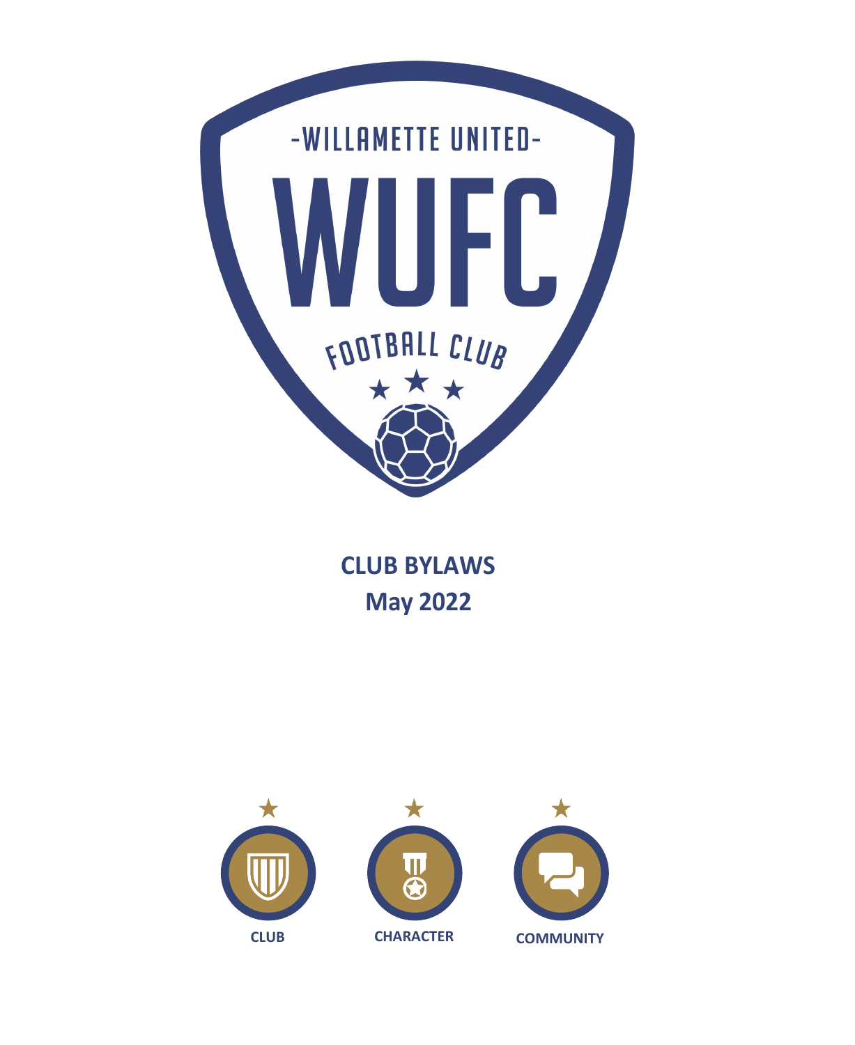-WILLAMETTE UNITED-

# WUFC

FOOTBALL CLUB

**CLUB BYLAWS**
**May 2022**

**CLUB** **CHARACTER** **COMMUNITY**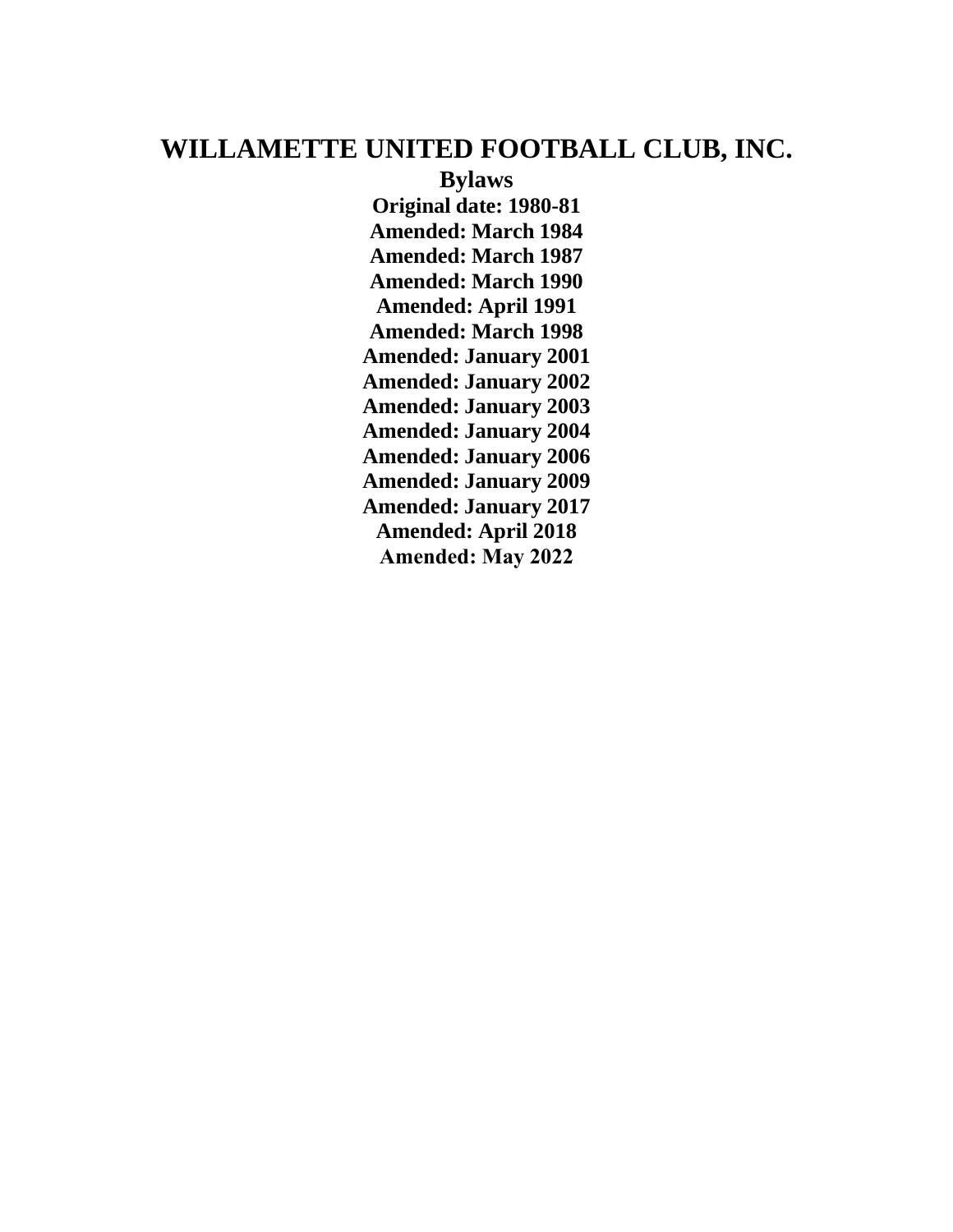# WILLAMETTE UNITED FOOTBALL CLUB, INC.

## Bylaws

**Original date: 1980-81**
**Amended: March 1984**
**Amended: March 1987**
**Amended: March 1990**
**Amended: April 1991**
**Amended: March 1998**
**Amended: January 2001**
**Amended: January 2002**
**Amended: January 2003**
**Amended: January 2004**
**Amended: January 2006**
**Amended: January 2009**
**Amended: January 2017**
**Amended: April 2018**
**Amended: May 2022**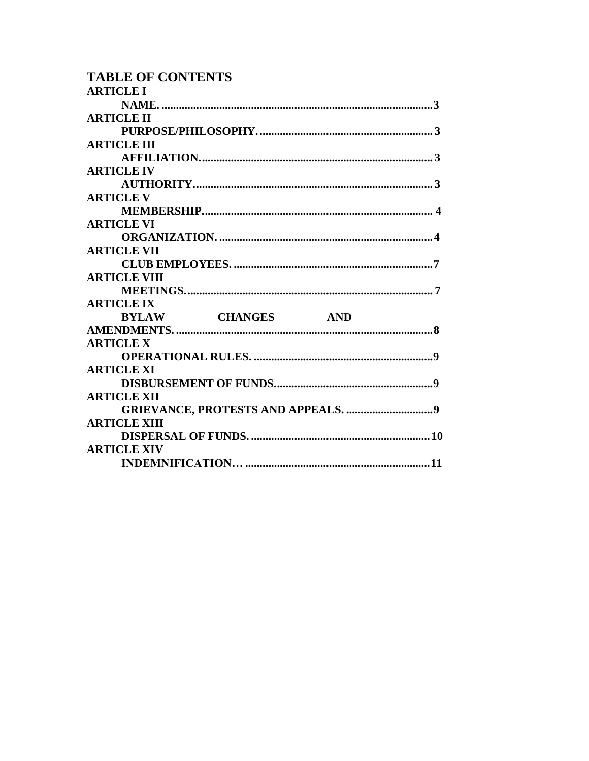# TABLE OF CONTENTS

**ARTICLE I**
**NAME. .............................................................................................3**

**ARTICLE II**
**PURPOSE/PHILOSOPHY. ............................................................ 3**

**ARTICLE III**
**AFFILIATION................................................................................ 3**

**ARTICLE IV**
**AUTHORITY.................................................................................. 3**

**ARTICLE V**
**MEMBERSHIP............................................................................... 4**

**ARTICLE VI**
**ORGANIZATION. ..........................................................................4**

**ARTICLE VII**
**CLUB EMPLOYEES. .....................................................................7**

**ARTICLE VIII**
**MEETINGS..................................................................................... 7**

**ARTICLE IX**
**BYLAW CHANGES AND AMENDMENTS. ........................................................................................8**

**ARTICLE X**
**OPERATIONAL RULES. ..............................................................9**

**ARTICLE XI**
**DISBURSEMENT OF FUNDS.......................................................9**

**ARTICLE XII**
**GRIEVANCE, PROTESTS AND APPEALS. ..............................9**

**ARTICLE XIII**
**DISPERSAL OF FUNDS. .............................................................. 10**

**ARTICLE XIV**
**INDEMNIFICATION… ................................................................11**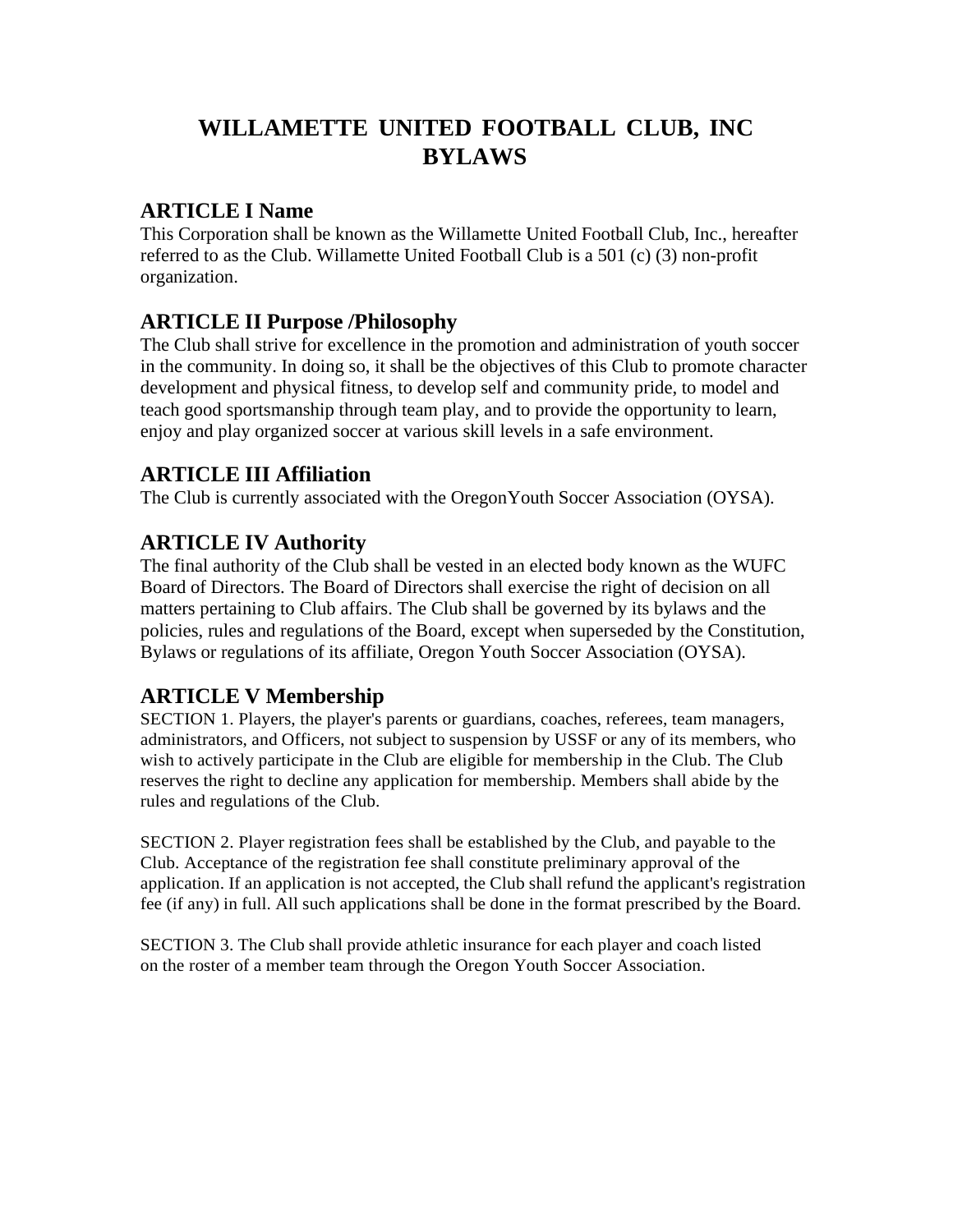# WILLAMETTE UNITED FOOTBALL CLUB, INC BYLAWS

## ARTICLE I Name

This Corporation shall be known as the Willamette United Football Club, Inc., hereafter referred to as the Club. Willamette United Football Club is a 501 (c) (3) non-profit organization.

## ARTICLE II Purpose /Philosophy

The Club shall strive for excellence in the promotion and administration of youth soccer in the community. In doing so, it shall be the objectives of this Club to promote character development and physical fitness, to develop self and community pride, to model and teach good sportsmanship through team play, and to provide the opportunity to learn, enjoy and play organized soccer at various skill levels in a safe environment.

## ARTICLE III Affiliation

The Club is currently associated with the OregonYouth Soccer Association (OYSA).

## ARTICLE IV Authority

The final authority of the Club shall be vested in an elected body known as the WUFC Board of Directors. The Board of Directors shall exercise the right of decision on all matters pertaining to Club affairs. The Club shall be governed by its bylaws and the policies, rules and regulations of the Board, except when superseded by the Constitution, Bylaws or regulations of its affiliate, Oregon Youth Soccer Association (OYSA).

## ARTICLE V Membership

SECTION 1. Players, the player's parents or guardians, coaches, referees, team managers, administrators, and Officers, not subject to suspension by USSF or any of its members, who wish to actively participate in the Club are eligible for membership in the Club. The Club reserves the right to decline any application for membership. Members shall abide by the rules and regulations of the Club.

SECTION 2. Player registration fees shall be established by the Club, and payable to the Club. Acceptance of the registration fee shall constitute preliminary approval of the application. If an application is not accepted, the Club shall refund the applicant's registration fee (if any) in full. All such applications shall be done in the format prescribed by the Board.

SECTION 3. The Club shall provide athletic insurance for each player and coach listed on the roster of a member team through the Oregon Youth Soccer Association.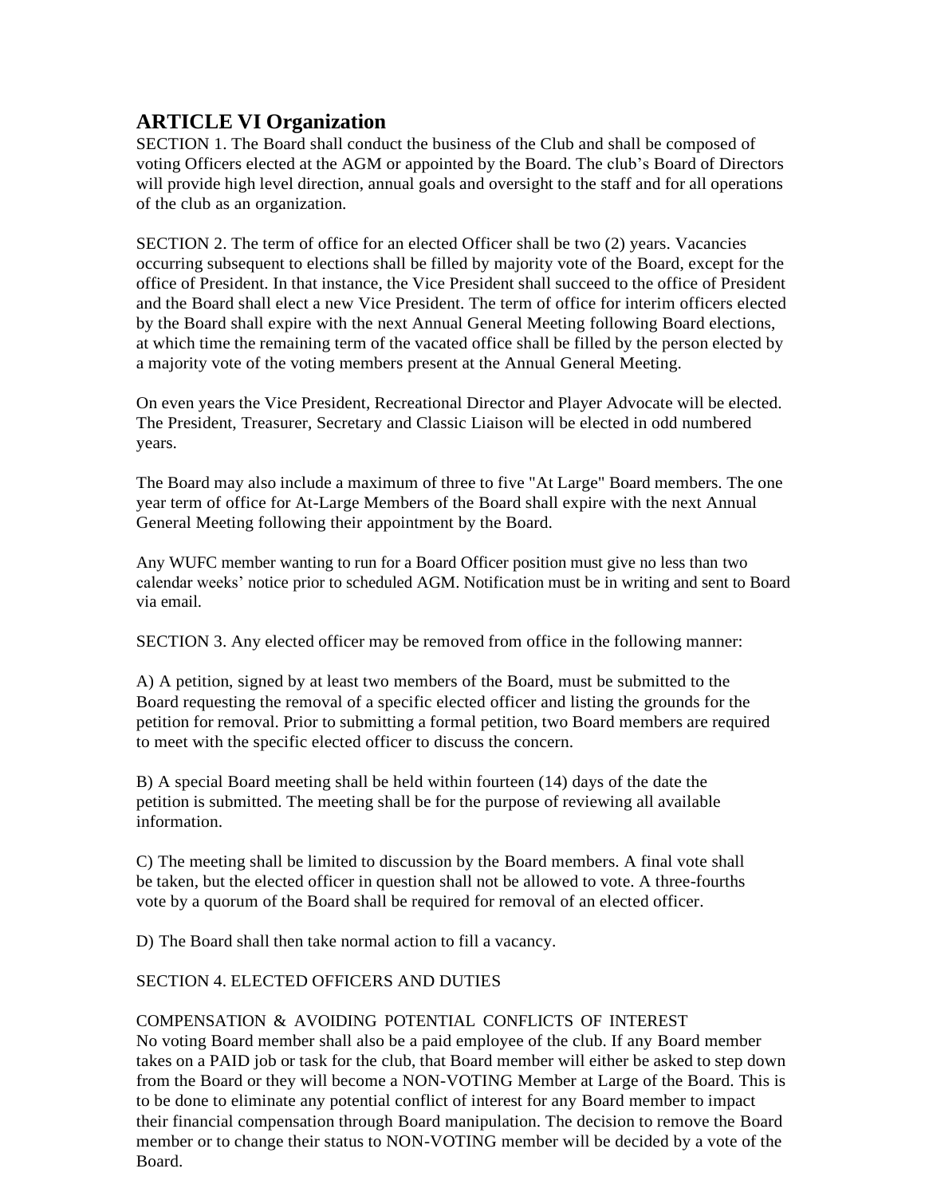## ARTICLE VI Organization

SECTION 1. The Board shall conduct the business of the Club and shall be composed of voting Officers elected at the AGM or appointed by the Board. The club's Board of Directors will provide high level direction, annual goals and oversight to the staff and for all operations of the club as an organization.

SECTION 2. The term of office for an elected Officer shall be two (2) years. Vacancies occurring subsequent to elections shall be filled by majority vote of the Board, except for the office of President. In that instance, the Vice President shall succeed to the office of President and the Board shall elect a new Vice President. The term of office for interim officers elected by the Board shall expire with the next Annual General Meeting following Board elections, at which time the remaining term of the vacated office shall be filled by the person elected by a majority vote of the voting members present at the Annual General Meeting.

On even years the Vice President, Recreational Director and Player Advocate will be elected. The President, Treasurer, Secretary and Classic Liaison will be elected in odd numbered years.

The Board may also include a maximum of three to five "At Large" Board members. The one year term of office for At-Large Members of the Board shall expire with the next Annual General Meeting following their appointment by the Board.

Any WUFC member wanting to run for a Board Officer position must give no less than two calendar weeks' notice prior to scheduled AGM. Notification must be in writing and sent to Board via email.

SECTION 3. Any elected officer may be removed from office in the following manner:

A) A petition, signed by at least two members of the Board, must be submitted to the Board requesting the removal of a specific elected officer and listing the grounds for the petition for removal. Prior to submitting a formal petition, two Board members are required to meet with the specific elected officer to discuss the concern.

B) A special Board meeting shall be held within fourteen (14) days of the date the petition is submitted. The meeting shall be for the purpose of reviewing all available information.

C) The meeting shall be limited to discussion by the Board members. A final vote shall be taken, but the elected officer in question shall not be allowed to vote. A three-fourths vote by a quorum of the Board shall be required for removal of an elected officer.

D) The Board shall then take normal action to fill a vacancy.

SECTION 4. ELECTED OFFICERS AND DUTIES

COMPENSATION & AVOIDING POTENTIAL CONFLICTS OF INTEREST

No voting Board member shall also be a paid employee of the club. If any Board member takes on a PAID job or task for the club, that Board member will either be asked to step down from the Board or they will become a NON-VOTING Member at Large of the Board. This is to be done to eliminate any potential conflict of interest for any Board member to impact their financial compensation through Board manipulation. The decision to remove the Board member or to change their status to NON-VOTING member will be decided by a vote of the Board.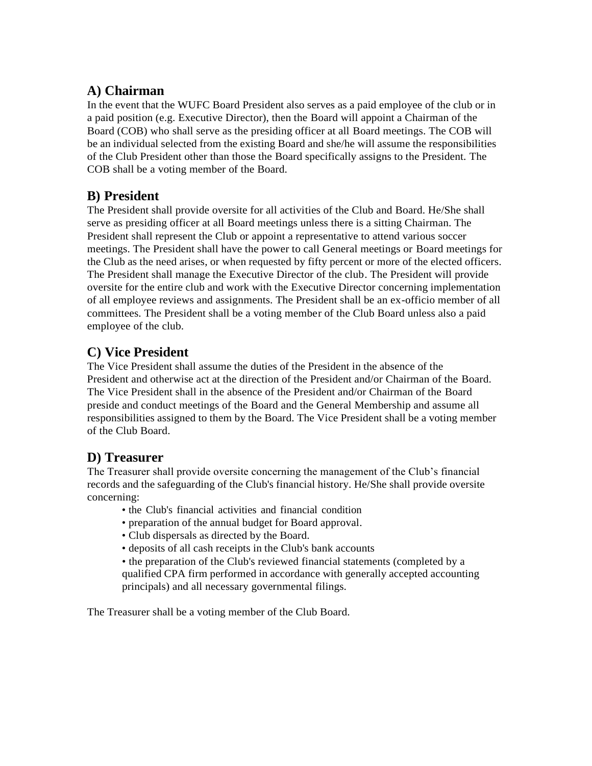## A) Chairman

In the event that the WUFC Board President also serves as a paid employee of the club or in a paid position (e.g. Executive Director), then the Board will appoint a Chairman of the Board (COB) who shall serve as the presiding officer at all Board meetings. The COB will be an individual selected from the existing Board and she/he will assume the responsibilities of the Club President other than those the Board specifically assigns to the President. The COB shall be a voting member of the Board.

## B) President

The President shall provide oversite for all activities of the Club and Board. He/She shall serve as presiding officer at all Board meetings unless there is a sitting Chairman. The President shall represent the Club or appoint a representative to attend various soccer meetings. The President shall have the power to call General meetings or Board meetings for the Club as the need arises, or when requested by fifty percent or more of the elected officers. The President shall manage the Executive Director of the club. The President will provide oversite for the entire club and work with the Executive Director concerning implementation of all employee reviews and assignments. The President shall be an ex-officio member of all committees. The President shall be a voting member of the Club Board unless also a paid employee of the club.

## C) Vice President

The Vice President shall assume the duties of the President in the absence of the President and otherwise act at the direction of the President and/or Chairman of the Board. The Vice President shall in the absence of the President and/or Chairman of the Board preside and conduct meetings of the Board and the General Membership and assume all responsibilities assigned to them by the Board. The Vice President shall be a voting member of the Club Board.

## D) Treasurer

The Treasurer shall provide oversite concerning the management of the Club's financial records and the safeguarding of the Club's financial history. He/She shall provide oversite concerning:

- the Club's financial activities and financial condition
- preparation of the annual budget for Board approval.
- Club dispersals as directed by the Board.
- deposits of all cash receipts in the Club's bank accounts
- the preparation of the Club's reviewed financial statements (completed by a qualified CPA firm performed in accordance with generally accepted accounting principals) and all necessary governmental filings.

The Treasurer shall be a voting member of the Club Board.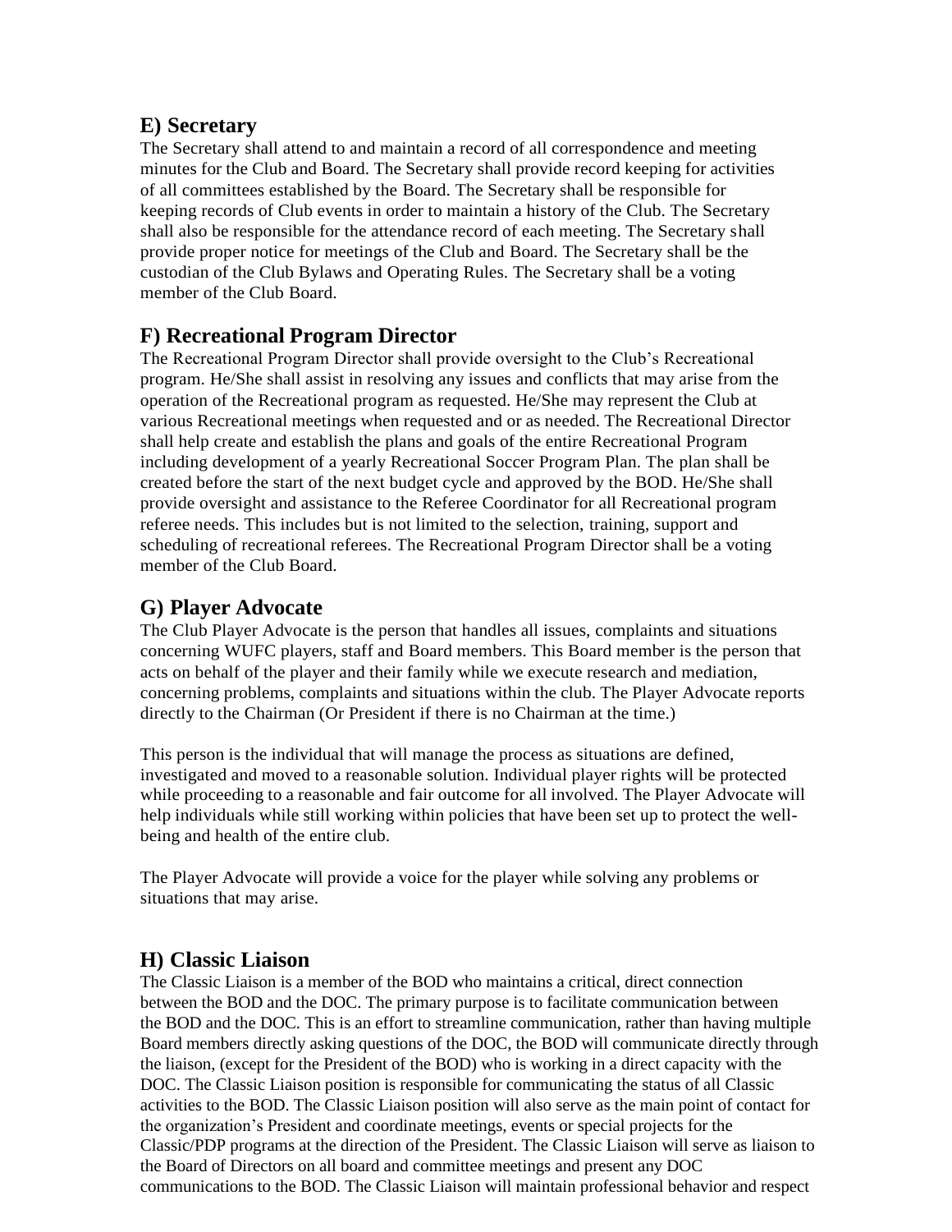## E) Secretary

The Secretary shall attend to and maintain a record of all correspondence and meeting minutes for the Club and Board. The Secretary shall provide record keeping for activities of all committees established by the Board. The Secretary shall be responsible for keeping records of Club events in order to maintain a history of the Club. The Secretary shall also be responsible for the attendance record of each meeting. The Secretary shall provide proper notice for meetings of the Club and Board. The Secretary shall be the custodian of the Club Bylaws and Operating Rules. The Secretary shall be a voting member of the Club Board.

## F) Recreational Program Director

The Recreational Program Director shall provide oversight to the Club's Recreational program. He/She shall assist in resolving any issues and conflicts that may arise from the operation of the Recreational program as requested. He/She may represent the Club at various Recreational meetings when requested and or as needed. The Recreational Director shall help create and establish the plans and goals of the entire Recreational Program including development of a yearly Recreational Soccer Program Plan. The plan shall be created before the start of the next budget cycle and approved by the BOD. He/She shall provide oversight and assistance to the Referee Coordinator for all Recreational program referee needs. This includes but is not limited to the selection, training, support and scheduling of recreational referees. The Recreational Program Director shall be a voting member of the Club Board.

## G) Player Advocate

The Club Player Advocate is the person that handles all issues, complaints and situations concerning WUFC players, staff and Board members. This Board member is the person that acts on behalf of the player and their family while we execute research and mediation, concerning problems, complaints and situations within the club. The Player Advocate reports directly to the Chairman (Or President if there is no Chairman at the time.)

This person is the individual that will manage the process as situations are defined, investigated and moved to a reasonable solution. Individual player rights will be protected while proceeding to a reasonable and fair outcome for all involved. The Player Advocate will help individuals while still working within policies that have been set up to protect the well-being and health of the entire club.

The Player Advocate will provide a voice for the player while solving any problems or situations that may arise.

## H) Classic Liaison

The Classic Liaison is a member of the BOD who maintains a critical, direct connection between the BOD and the DOC. The primary purpose is to facilitate communication between the BOD and the DOC. This is an effort to streamline communication, rather than having multiple Board members directly asking questions of the DOC, the BOD will communicate directly through the liaison, (except for the President of the BOD) who is working in a direct capacity with the DOC. The Classic Liaison position is responsible for communicating the status of all Classic activities to the BOD. The Classic Liaison position will also serve as the main point of contact for the organization's President and coordinate meetings, events or special projects for the Classic/PDP programs at the direction of the President. The Classic Liaison will serve as liaison to the Board of Directors on all board and committee meetings and present any DOC communications to the BOD. The Classic Liaison will maintain professional behavior and respect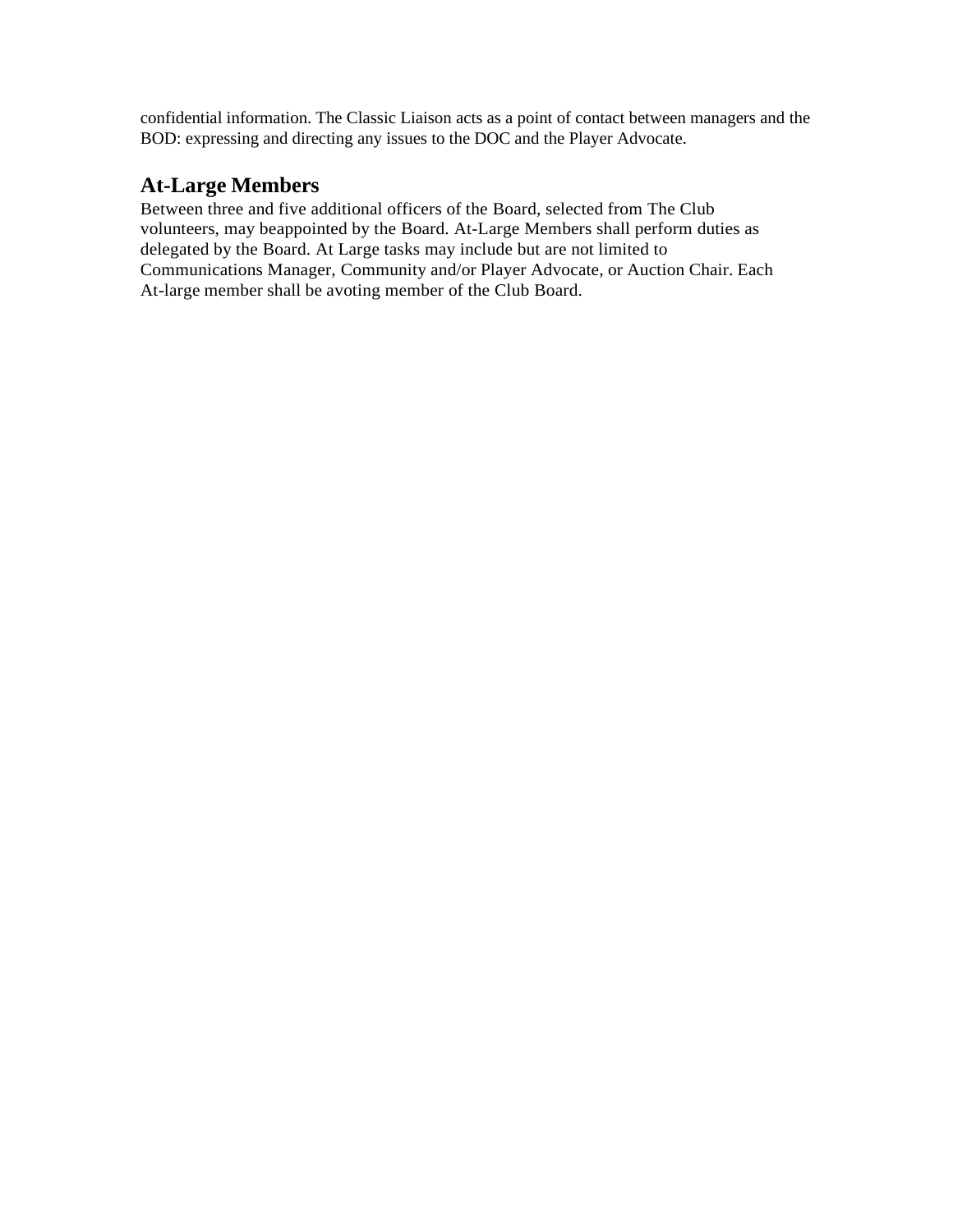confidential information. The Classic Liaison acts as a point of contact between managers and the BOD: expressing and directing any issues to the DOC and the Player Advocate.

## At-Large Members

Between three and five additional officers of the Board, selected from The Club volunteers, may beappointed by the Board. At-Large Members shall perform duties as delegated by the Board. At Large tasks may include but are not limited to Communications Manager, Community and/or Player Advocate, or Auction Chair. Each At-large member shall be avoting member of the Club Board.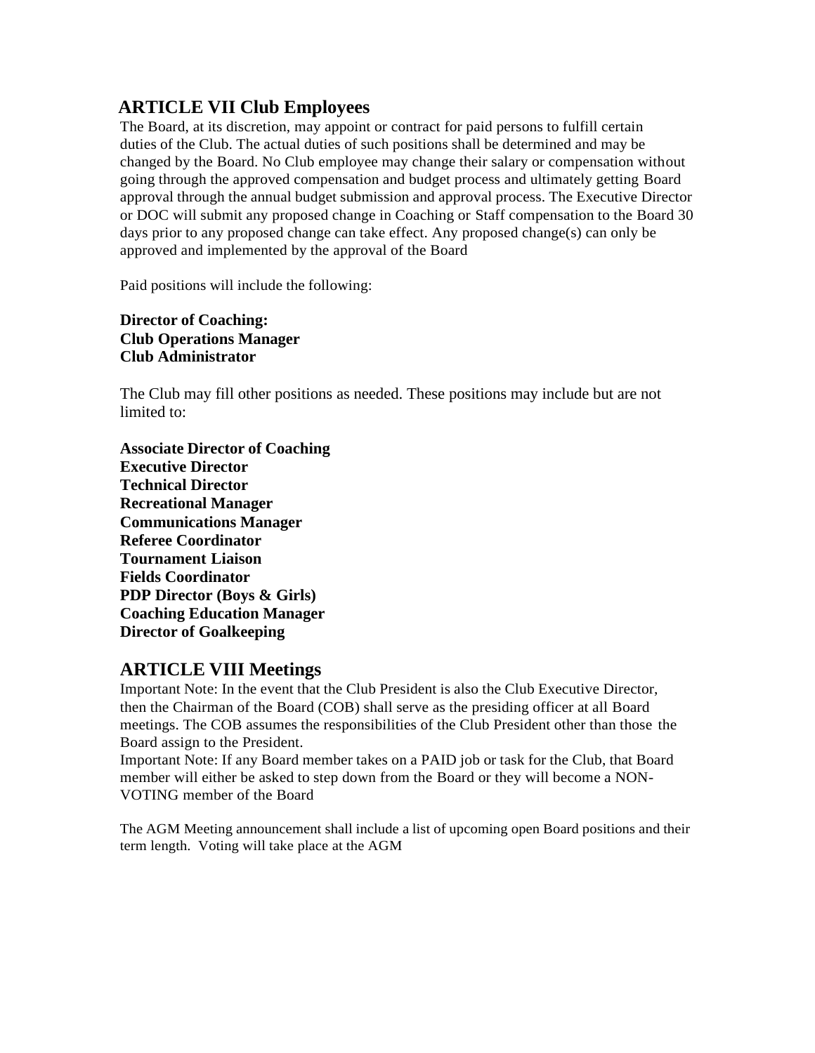## ARTICLE VII Club Employees

The Board, at its discretion, may appoint or contract for paid persons to fulfill certain duties of the Club. The actual duties of such positions shall be determined and may be changed by the Board. No Club employee may change their salary or compensation without going through the approved compensation and budget process and ultimately getting Board approval through the annual budget submission and approval process. The Executive Director or DOC will submit any proposed change in Coaching or Staff compensation to the Board 30 days prior to any proposed change can take effect. Any proposed change(s) can only be approved and implemented by the approval of the Board

Paid positions will include the following:

**Director of Coaching:**
**Club Operations Manager**
**Club Administrator**

The Club may fill other positions as needed. These positions may include but are not limited to:

**Associate Director of Coaching**
**Executive Director**
**Technical Director**
**Recreational Manager**
**Communications Manager**
**Referee Coordinator**
**Tournament Liaison**
**Fields Coordinator**
**PDP Director (Boys & Girls)**
**Coaching Education Manager**
**Director of Goalkeeping**

## ARTICLE VIII Meetings

Important Note: In the event that the Club President is also the Club Executive Director, then the Chairman of the Board (COB) shall serve as the presiding officer at all Board meetings. The COB assumes the responsibilities of the Club President other than those the Board assign to the President.
Important Note: If any Board member takes on a PAID job or task for the Club, that Board member will either be asked to step down from the Board or they will become a NON-VOTING member of the Board

The AGM Meeting announcement shall include a list of upcoming open Board positions and their term length. Voting will take place at the AGM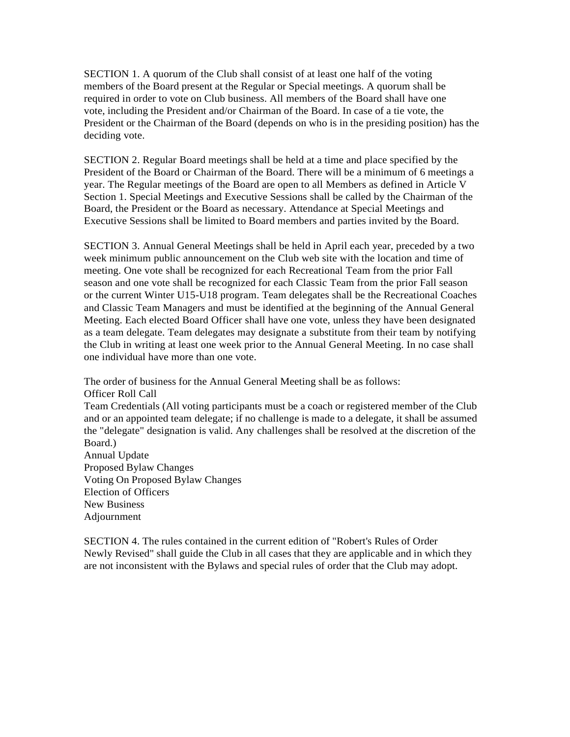SECTION 1. A quorum of the Club shall consist of at least one half of the voting members of the Board present at the Regular or Special meetings. A quorum shall be required in order to vote on Club business. All members of the Board shall have one vote, including the President and/or Chairman of the Board. In case of a tie vote, the President or the Chairman of the Board (depends on who is in the presiding position) has the deciding vote.

SECTION 2. Regular Board meetings shall be held at a time and place specified by the President of the Board or Chairman of the Board. There will be a minimum of 6 meetings a year. The Regular meetings of the Board are open to all Members as defined in Article V Section 1. Special Meetings and Executive Sessions shall be called by the Chairman of the Board, the President or the Board as necessary. Attendance at Special Meetings and Executive Sessions shall be limited to Board members and parties invited by the Board.

SECTION 3. Annual General Meetings shall be held in April each year, preceded by a two week minimum public announcement on the Club web site with the location and time of meeting. One vote shall be recognized for each Recreational Team from the prior Fall season and one vote shall be recognized for each Classic Team from the prior Fall season or the current Winter U15-U18 program. Team delegates shall be the Recreational Coaches and Classic Team Managers and must be identified at the beginning of the Annual General Meeting. Each elected Board Officer shall have one vote, unless they have been designated as a team delegate. Team delegates may designate a substitute from their team by notifying the Club in writing at least one week prior to the Annual General Meeting. In no case shall one individual have more than one vote.

The order of business for the Annual General Meeting shall be as follows:
Officer Roll Call
Team Credentials (All voting participants must be a coach or registered member of the Club and or an appointed team delegate; if no challenge is made to a delegate, it shall be assumed the "delegate" designation is valid. Any challenges shall be resolved at the discretion of the Board.)
Annual Update
Proposed Bylaw Changes
Voting On Proposed Bylaw Changes
Election of Officers
New Business
Adjournment

SECTION 4. The rules contained in the current edition of "Robert's Rules of Order Newly Revised" shall guide the Club in all cases that they are applicable and in which they are not inconsistent with the Bylaws and special rules of order that the Club may adopt.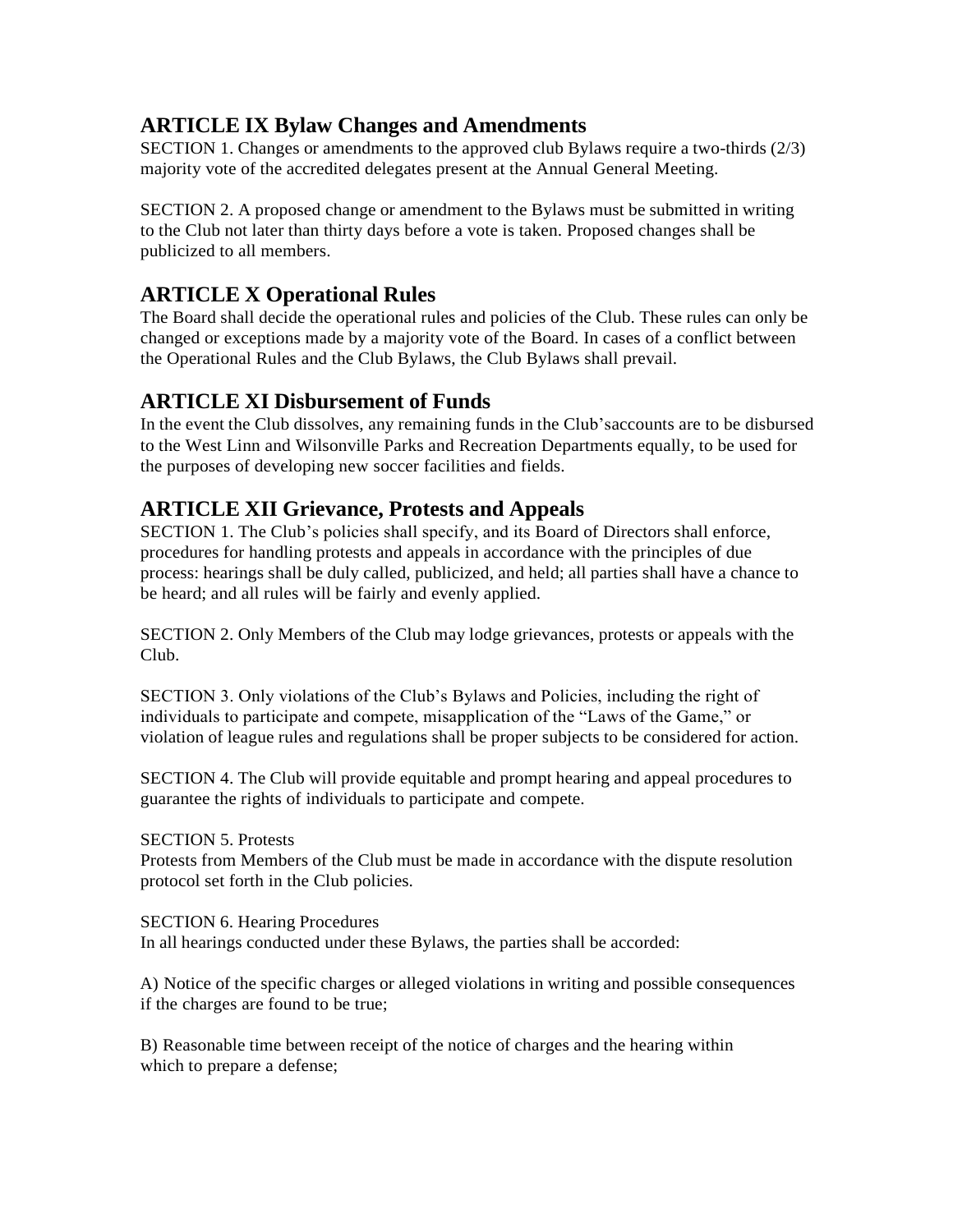## ARTICLE IX Bylaw Changes and Amendments

SECTION 1. Changes or amendments to the approved club Bylaws require a two-thirds (2/3) majority vote of the accredited delegates present at the Annual General Meeting.

SECTION 2. A proposed change or amendment to the Bylaws must be submitted in writing to the Club not later than thirty days before a vote is taken. Proposed changes shall be publicized to all members.

## ARTICLE X Operational Rules

The Board shall decide the operational rules and policies of the Club. These rules can only be changed or exceptions made by a majority vote of the Board. In cases of a conflict between the Operational Rules and the Club Bylaws, the Club Bylaws shall prevail.

## ARTICLE XI Disbursement of Funds

In the event the Club dissolves, any remaining funds in the Club'saccounts are to be disbursed to the West Linn and Wilsonville Parks and Recreation Departments equally, to be used for the purposes of developing new soccer facilities and fields.

## ARTICLE XII Grievance, Protests and Appeals

SECTION 1. The Club's policies shall specify, and its Board of Directors shall enforce, procedures for handling protests and appeals in accordance with the principles of due process: hearings shall be duly called, publicized, and held; all parties shall have a chance to be heard; and all rules will be fairly and evenly applied.

SECTION 2. Only Members of the Club may lodge grievances, protests or appeals with the Club.

SECTION 3. Only violations of the Club's Bylaws and Policies, including the right of individuals to participate and compete, misapplication of the "Laws of the Game," or violation of league rules and regulations shall be proper subjects to be considered for action.

SECTION 4. The Club will provide equitable and prompt hearing and appeal procedures to guarantee the rights of individuals to participate and compete.

SECTION 5. Protests

Protests from Members of the Club must be made in accordance with the dispute resolution protocol set forth in the Club policies.

SECTION 6. Hearing Procedures

In all hearings conducted under these Bylaws, the parties shall be accorded:

A) Notice of the specific charges or alleged violations in writing and possible consequences if the charges are found to be true;

B) Reasonable time between receipt of the notice of charges and the hearing within which to prepare a defense;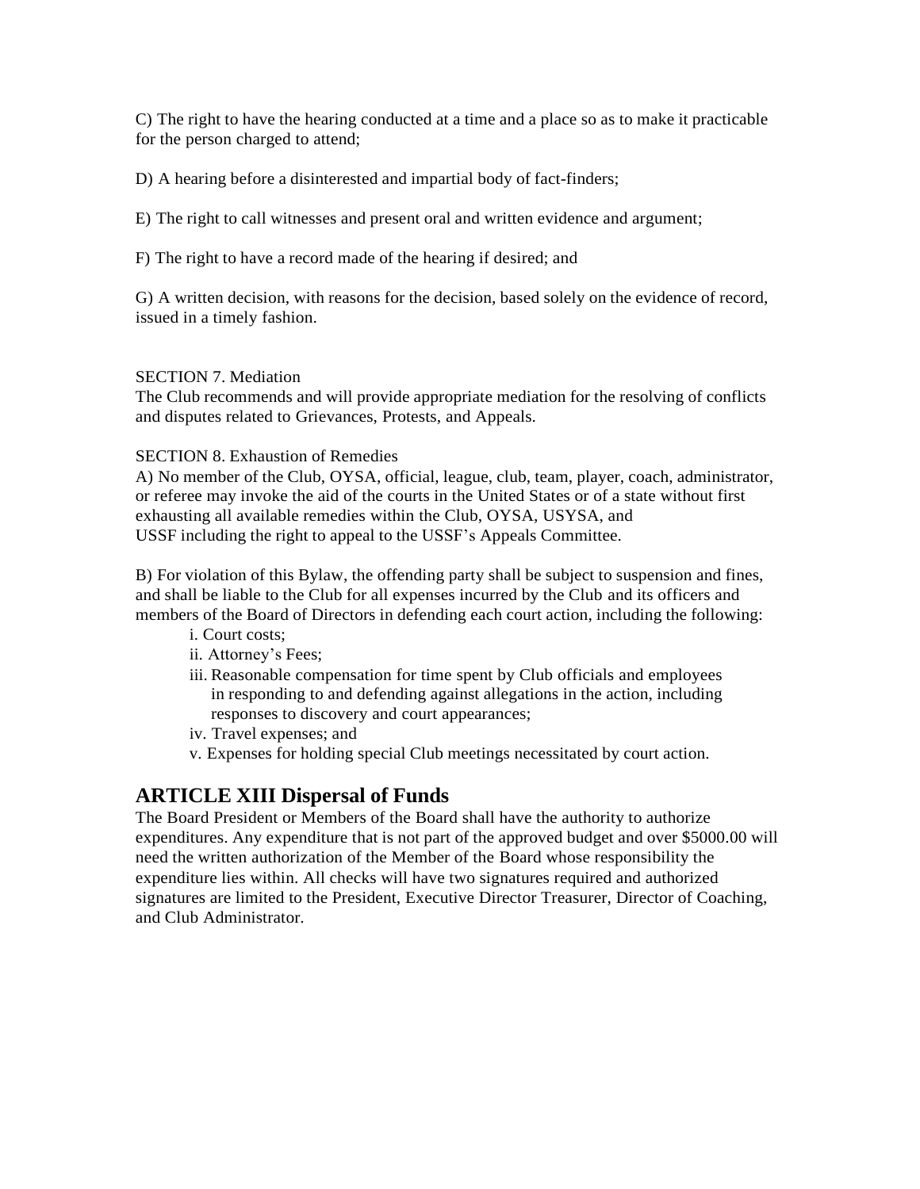C) The right to have the hearing conducted at a time and a place so as to make it practicable for the person charged to attend;

D) A hearing before a disinterested and impartial body of fact-finders;

E) The right to call witnesses and present oral and written evidence and argument;

F) The right to have a record made of the hearing if desired; and

G) A written decision, with reasons for the decision, based solely on the evidence of record, issued in a timely fashion.

SECTION 7. Mediation
The Club recommends and will provide appropriate mediation for the resolving of conflicts and disputes related to Grievances, Protests, and Appeals.

SECTION 8. Exhaustion of Remedies
A) No member of the Club, OYSA, official, league, club, team, player, coach, administrator, or referee may invoke the aid of the courts in the United States or of a state without first exhausting all available remedies within the Club, OYSA, USYSA, and USSF including the right to appeal to the USSF's Appeals Committee.

B) For violation of this Bylaw, the offending party shall be subject to suspension and fines, and shall be liable to the Club for all expenses incurred by the Club and its officers and members of the Board of Directors in defending each court action, including the following:

- i. Court costs;
- ii. Attorney's Fees;
- iii. Reasonable compensation for time spent by Club officials and employees in responding to and defending against allegations in the action, including responses to discovery and court appearances;
- iv. Travel expenses; and
- v. Expenses for holding special Club meetings necessitated by court action.

## ARTICLE XIII Dispersal of Funds

The Board President or Members of the Board shall have the authority to authorize expenditures. Any expenditure that is not part of the approved budget and over $5000.00 will need the written authorization of the Member of the Board whose responsibility the expenditure lies within. All checks will have two signatures required and authorized signatures are limited to the President, Executive Director Treasurer, Director of Coaching, and Club Administrator.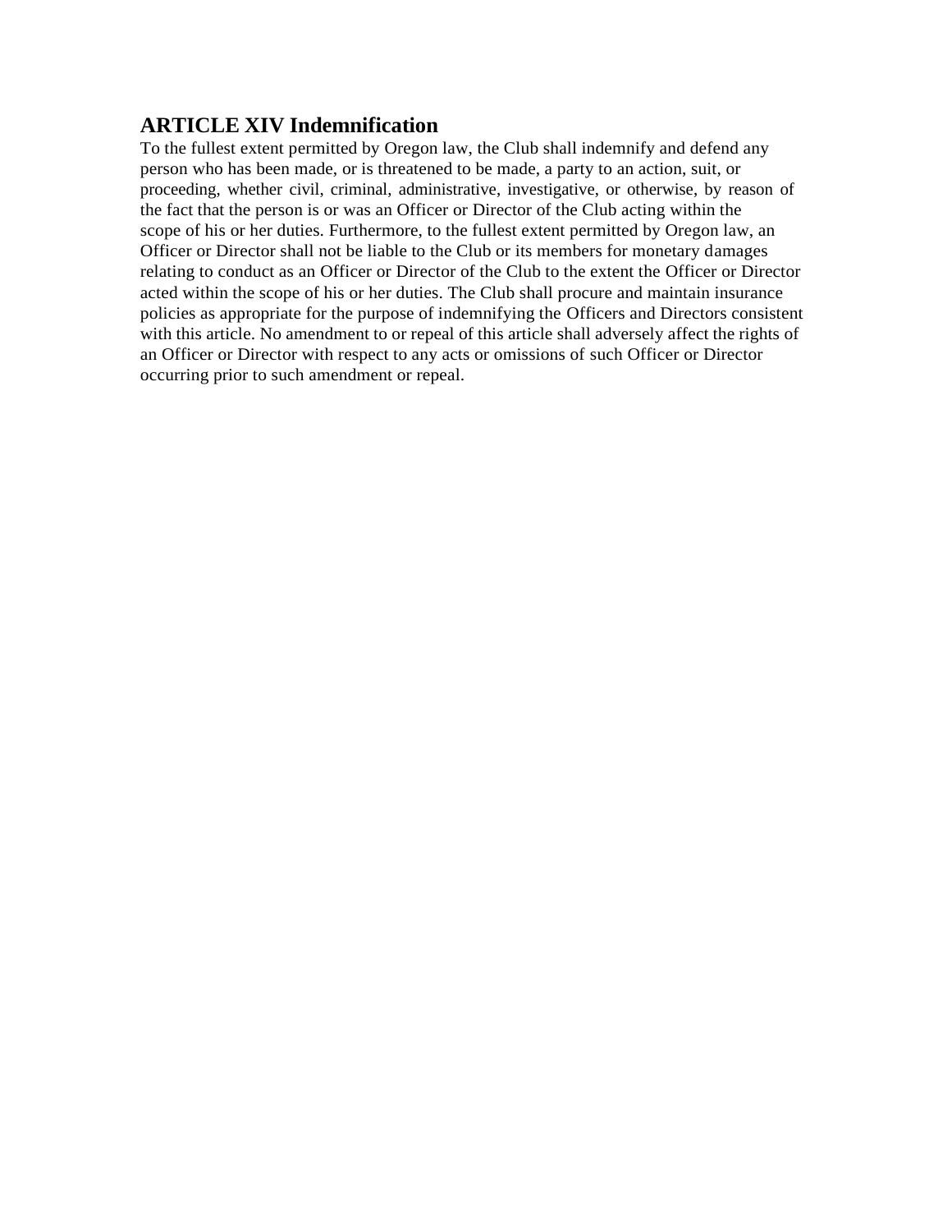## ARTICLE XIV Indemnification

To the fullest extent permitted by Oregon law, the Club shall indemnify and defend any person who has been made, or is threatened to be made, a party to an action, suit, or proceeding, whether civil, criminal, administrative, investigative, or otherwise, by reason of the fact that the person is or was an Officer or Director of the Club acting within the scope of his or her duties. Furthermore, to the fullest extent permitted by Oregon law, an Officer or Director shall not be liable to the Club or its members for monetary damages relating to conduct as an Officer or Director of the Club to the extent the Officer or Director acted within the scope of his or her duties. The Club shall procure and maintain insurance policies as appropriate for the purpose of indemnifying the Officers and Directors consistent with this article. No amendment to or repeal of this article shall adversely affect the rights of an Officer or Director with respect to any acts or omissions of such Officer or Director occurring prior to such amendment or repeal.